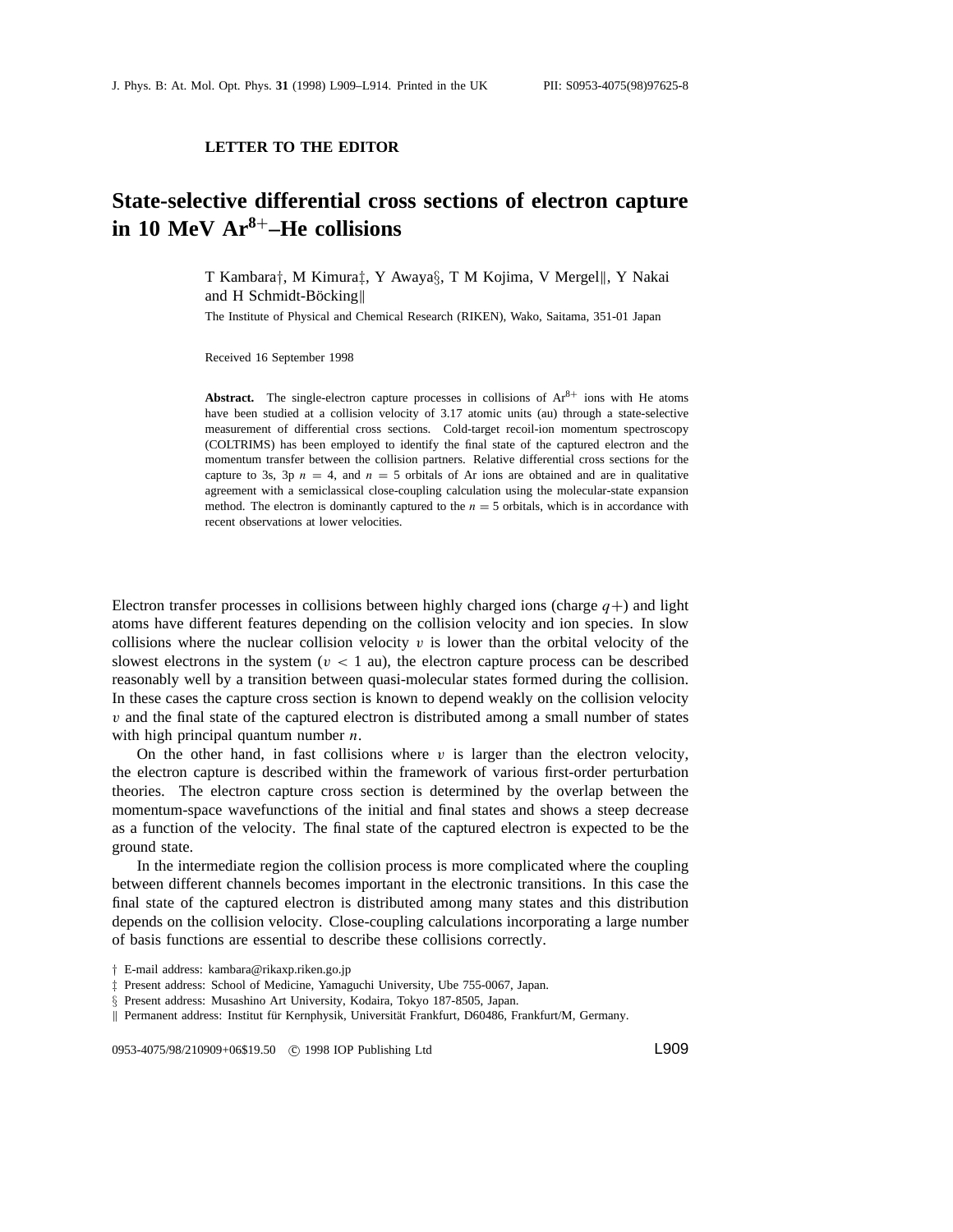LETTER TO THE EDITOR

# State-selective differential cross sections of electron capture in 10 MeV $Ar^{8+}$–He collisions

T Kambara†, M Kimura‡, Y Awaya§, T M Kojima, V Mergel‖, Y Nakai and H Schmidt-Böcking‖

The Institute of Physical and Chemical Research (RIKEN), Wako, Saitama, 351-01 Japan

Received 16 September 1998

**Abstract.** The single-electron capture processes in collisions of $Ar^{8+}$ ions with He atoms have been studied at a collision velocity of 3.17 atomic units (au) through a state-selective measurement of differential cross sections. Cold-target recoil-ion momentum spectroscopy (COLTRIMS) has been employed to identify the final state of the captured electron and the momentum transfer between the collision partners. Relative differential cross sections for the capture to 3s, 3p $n = 4$, and $n = 5$ orbitals of Ar ions are obtained and are in qualitative agreement with a semiclassical close-coupling calculation using the molecular-state expansion method. The electron is dominantly captured to the $n = 5$ orbitals, which is in accordance with recent observations at lower velocities.

Electron transfer processes in collisions between highly charged ions (charge $q+$) and light atoms have different features depending on the collision velocity and ion species. In slow collisions where the nuclear collision velocity $v$ is lower than the orbital velocity of the slowest electrons in the system ($v < 1$ au), the electron capture process can be described reasonably well by a transition between quasi-molecular states formed during the collision. In these cases the capture cross section is known to depend weakly on the collision velocity $v$ and the final state of the captured electron is distributed among a small number of states with high principal quantum number $n$.

On the other hand, in fast collisions where $v$ is larger than the electron velocity, the electron capture is described within the framework of various first-order perturbation theories. The electron capture cross section is determined by the overlap between the momentum-space wavefunctions of the initial and final states and shows a steep decrease as a function of the velocity. The final state of the captured electron is expected to be the ground state.

In the intermediate region the collision process is more complicated where the coupling between different channels becomes important in the electronic transitions. In this case the final state of the captured electron is distributed among many states and this distribution depends on the collision velocity. Close-coupling calculations incorporating a large number of basis functions are essential to describe these collisions correctly.

† E-mail address: kambara@rikaxp.riken.go.jp

‡ Present address: School of Medicine, Yamaguchi University, Ube 755-0067, Japan.

§ Present address: Musashino Art University, Kodaira, Tokyo 187-8505, Japan.

‖ Permanent address: Institut für Kernphysik, Universität Frankfurt, D60486, Frankfurt/M, Germany.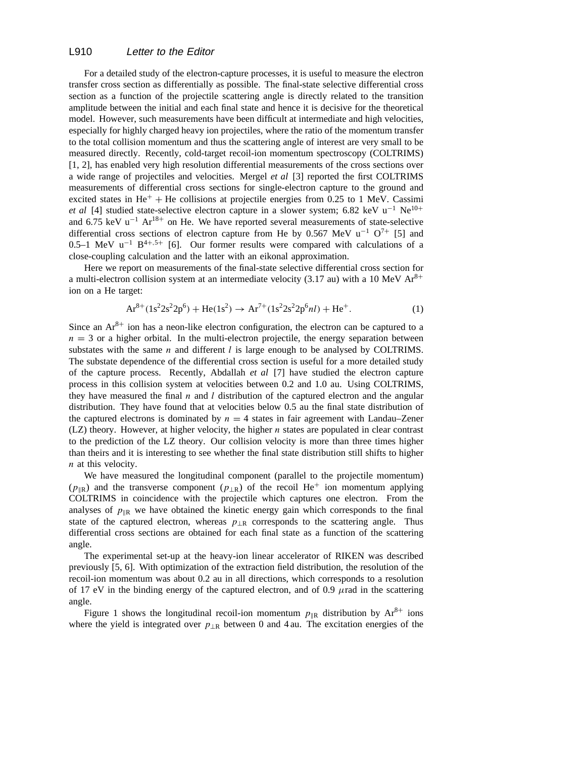For a detailed study of the electron-capture processes, it is useful to measure the electron transfer cross section as differentially as possible. The final-state selective differential cross section as a function of the projectile scattering angle is directly related to the transition amplitude between the initial and each final state and hence it is decisive for the theoretical model. However, such measurements have been difficult at intermediate and high velocities, especially for highly charged heavy ion projectiles, where the ratio of the momentum transfer to the total collision momentum and thus the scattering angle of interest are very small to be measured directly. Recently, cold-target recoil-ion momentum spectroscopy (COLTRIMS) [1, 2], has enabled very high resolution differential measurements of the cross sections over a wide range of projectiles and velocities. Mergel *et al* [3] reported the first COLTRIMS measurements of differential cross sections for single-electron capture to the ground and excited states in $He^{+}$ + He collisions at projectile energies from 0.25 to 1 MeV. Cassimi *et al* [4] studied state-selective electron capture in a slower system; 6.82 keV $u^{-1}$ $Ne^{10+}$ and 6.75 keV $u^{-1}$ $Ar^{18+}$ on He. We have reported several measurements of state-selective differential cross sections of electron capture from He by 0.567 MeV $u^{-1}$ $O^{7+}$ [5] and 0.5–1 MeV $u^{-1}$ $B^{4+,5+}$ [6]. Our former results were compared with calculations of a close-coupling calculation and the latter with an eikonal approximation.

Here we report on measurements of the final-state selective differential cross section for a multi-electron collision system at an intermediate velocity (3.17 au) with a 10 MeV $Ar^{8+}$ ion on a He target:

$$Ar^{8+}(1s^2 2s^2 2p^6) + He(1s^2) \rightarrow Ar^{7+}(1s^2 2s^2 2p^6 nl) + He^{+}. \qquad (1)$$

Since an $Ar^{8+}$ ion has a neon-like electron configuration, the electron can be captured to a $n = 3$ or a higher orbital. In the multi-electron projectile, the energy separation between substates with the same $n$ and different $l$ is large enough to be analysed by COLTRIMS. The substate dependence of the differential cross section is useful for a more detailed study of the capture process. Recently, Abdallah *et al* [7] have studied the electron capture process in this collision system at velocities between 0.2 and 1.0 au. Using COLTRIMS, they have measured the final $n$ and $l$ distribution of the captured electron and the angular distribution. They have found that at velocities below 0.5 au the final state distribution of the captured electrons is dominated by $n = 4$ states in fair agreement with Landau–Zener (LZ) theory. However, at higher velocity, the higher $n$ states are populated in clear contrast to the prediction of the LZ theory. Our collision velocity is more than three times higher than theirs and it is interesting to see whether the final state distribution still shifts to higher $n$ at this velocity.

We have measured the longitudinal component (parallel to the projectile momentum) ($p_{\parallel R}$) and the transverse component ($p_{\perp R}$) of the recoil $He^{+}$ ion momentum applying COLTRIMS in coincidence with the projectile which captures one electron. From the analyses of $p_{\parallel R}$ we have obtained the kinetic energy gain which corresponds to the final state of the captured electron, whereas $p_{\perp R}$ corresponds to the scattering angle. Thus differential cross sections are obtained for each final state as a function of the scattering angle.

The experimental set-up at the heavy-ion linear accelerator of RIKEN was described previously [5, 6]. With optimization of the extraction field distribution, the resolution of the recoil-ion momentum was about 0.2 au in all directions, which corresponds to a resolution of 17 eV in the binding energy of the captured electron, and of 0.9 $\mu$rad in the scattering angle.

Figure 1 shows the longitudinal recoil-ion momentum $p_{\parallel R}$ distribution by $Ar^{8+}$ ions where the yield is integrated over $p_{\perp R}$ between 0 and 4 au. The excitation energies of the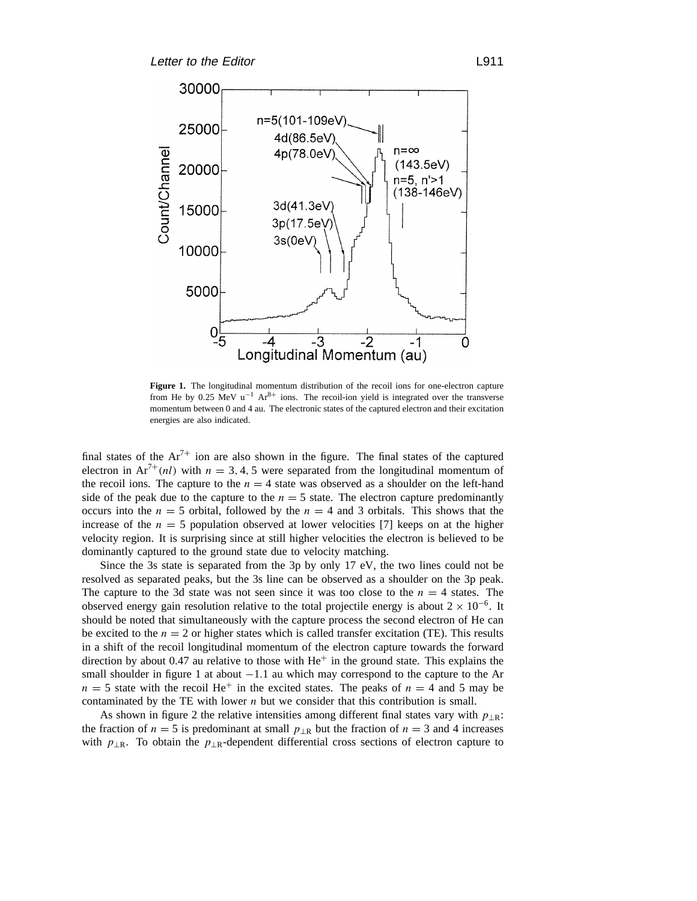**Figure 1.** The longitudinal momentum distribution of the recoil ions for one-electron capture from He by 0.25 MeV $u^{-1}$ $Ar^{8+}$ ions. The recoil-ion yield is integrated over the transverse momentum between 0 and 4 au. The electronic states of the captured electron and their excitation energies are also indicated.

final states of the $Ar^{7+}$ ion are also shown in the figure. The final states of the captured electron in $Ar^{7+}(nl)$ with $n = 3, 4, 5$ were separated from the longitudinal momentum of the recoil ions. The capture to the $n = 4$ state was observed as a shoulder on the left-hand side of the peak due to the capture to the $n = 5$ state. The electron capture predominantly occurs into the $n = 5$ orbital, followed by the $n = 4$ and 3 orbitals. This shows that the increase of the $n = 5$ population observed at lower velocities [7] keeps on at the higher velocity region. It is surprising since at still higher velocities the electron is believed to be dominantly captured to the ground state due to velocity matching.

Since the 3s state is separated from the 3p by only 17 eV, the two lines could not be resolved as separated peaks, but the 3s line can be observed as a shoulder on the 3p peak. The capture to the 3d state was not seen since it was too close to the $n = 4$ states. The observed energy gain resolution relative to the total projectile energy is about $2 \times 10^{-6}$. It should be noted that simultaneously with the capture process the second electron of He can be excited to the $n = 2$ or higher states which is called transfer excitation (TE). This results in a shift of the recoil longitudinal momentum of the electron capture towards the forward direction by about 0.47 au relative to those with $He^{+}$ in the ground state. This explains the small shoulder in figure 1 at about $-1.1$ au which may correspond to the capture to the Ar $n = 5$ state with the recoil $He^{+}$ in the excited states. The peaks of $n = 4$ and 5 may be contaminated by the TE with lower $n$ but we consider that this contribution is small.

As shown in figure 2 the relative intensities among different final states vary with $p_{\perp R}$: the fraction of $n = 5$ is predominant at small $p_{\perp R}$ but the fraction of $n = 3$ and 4 increases with $p_{\perp R}$. To obtain the $p_{\perp R}$-dependent differential cross sections of electron capture to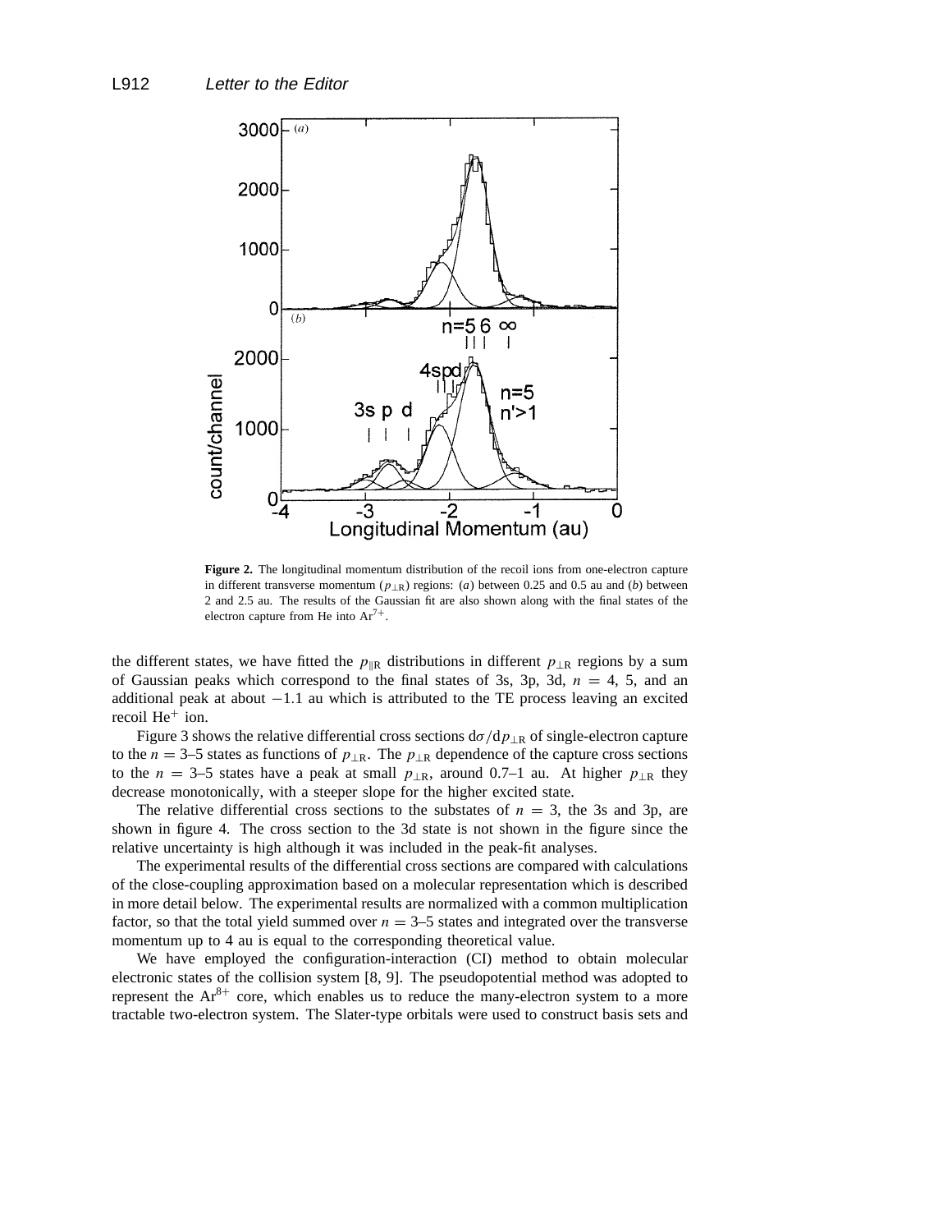**Figure 2.** The longitudinal momentum distribution of the recoil ions from one-electron capture in different transverse momentum ($p_{\perp R}$) regions: (*a*) between 0.25 and 0.5 au and (*b*) between 2 and 2.5 au. The results of the Gaussian fit are also shown along with the final states of the electron capture from He into $Ar^{7+}$.

the different states, we have fitted the $p_{\parallel R}$ distributions in different $p_{\perp R}$ regions by a sum of Gaussian peaks which correspond to the final states of 3s, 3p, 3d, $n = 4$, 5, and an additional peak at about $-1.1$ au which is attributed to the TE process leaving an excited recoil $He^{+}$ ion.

Figure 3 shows the relative differential cross sections $d\sigma/dp_{\perp R}$ of single-electron capture to the $n = 3$–5 states as functions of $p_{\perp R}$. The $p_{\perp R}$ dependence of the capture cross sections to the $n = 3$–5 states have a peak at small $p_{\perp R}$, around 0.7–1 au. At higher $p_{\perp R}$ they decrease monotonically, with a steeper slope for the higher excited state.

The relative differential cross sections to the substates of $n = 3$, the 3s and 3p, are shown in figure 4. The cross section to the 3d state is not shown in the figure since the relative uncertainty is high although it was included in the peak-fit analyses.

The experimental results of the differential cross sections are compared with calculations of the close-coupling approximation based on a molecular representation which is described in more detail below. The experimental results are normalized with a common multiplication factor, so that the total yield summed over $n = 3$–5 states and integrated over the transverse momentum up to 4 au is equal to the corresponding theoretical value.

We have employed the configuration-interaction (CI) method to obtain molecular electronic states of the collision system [8, 9]. The pseudopotential method was adopted to represent the $Ar^{8+}$ core, which enables us to reduce the many-electron system to a more tractable two-electron system. The Slater-type orbitals were used to construct basis sets and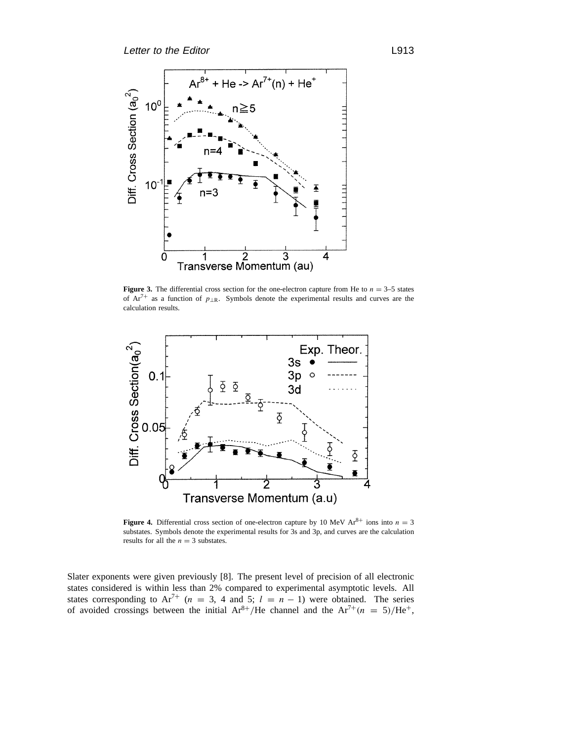**Figure 3.** The differential cross section for the one-electron capture from He to $n = 3$–5 states of $Ar^{7+}$ as a function of $p_{\perp R}$. Symbols denote the experimental results and curves are the calculation results.

**Figure 4.** Differential cross section of one-electron capture by 10 MeV $Ar^{8+}$ ions into $n = 3$ substates. Symbols denote the experimental results for 3s and 3p, and curves are the calculation results for all the $n = 3$ substates.

Slater exponents were given previously [8]. The present level of precision of all electronic states considered is within less than 2% compared to experimental asymptotic levels. All states corresponding to $Ar^{7+}$ ($n = 3$, 4 and 5; $l = n - 1$) were obtained. The series of avoided crossings between the initial $Ar^{8+}/He$ channel and the $Ar^{7+}(n = 5)/He^{+}$,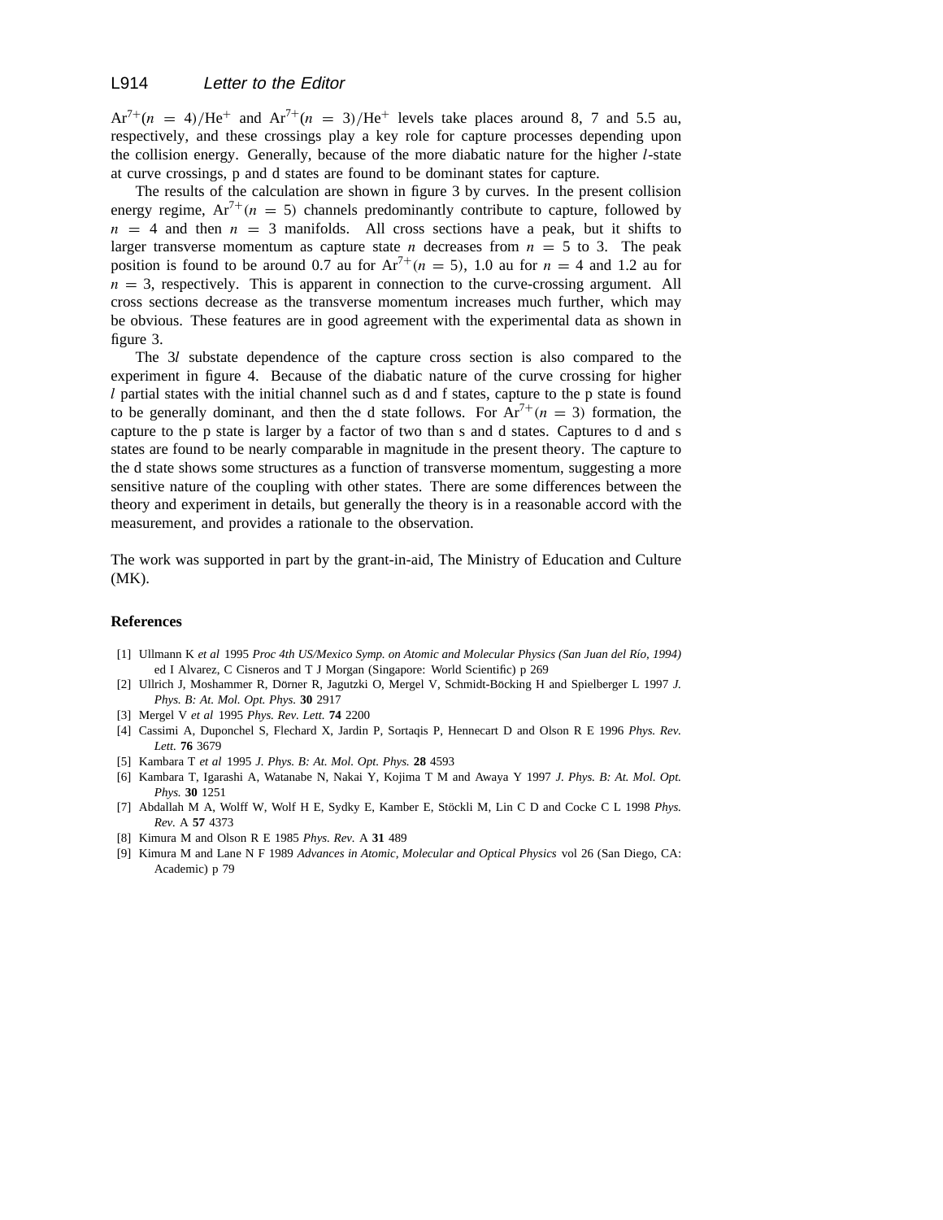$Ar^{7+}(n = 4)/He^+$ and $Ar^{7+}(n = 3)/He^+$ levels take places around 8, 7 and 5.5 au, respectively, and these crossings play a key role for capture processes depending upon the collision energy. Generally, because of the more diabatic nature for the higher $l$-state at curve crossings, p and d states are found to be dominant states for capture.

The results of the calculation are shown in figure 3 by curves. In the present collision energy regime, $Ar^{7+}(n = 5)$ channels predominantly contribute to capture, followed by $n = 4$ and then $n = 3$ manifolds. All cross sections have a peak, but it shifts to larger transverse momentum as capture state $n$ decreases from $n = 5$ to 3. The peak position is found to be around 0.7 au for $Ar^{7+}(n = 5)$, 1.0 au for $n = 4$ and 1.2 au for $n = 3$, respectively. This is apparent in connection to the curve-crossing argument. All cross sections decrease as the transverse momentum increases much further, which may be obvious. These features are in good agreement with the experimental data as shown in figure 3.

The $3l$ substate dependence of the capture cross section is also compared to the experiment in figure 4. Because of the diabatic nature of the curve crossing for higher $l$ partial states with the initial channel such as d and f states, capture to the p state is found to be generally dominant, and then the d state follows. For $Ar^{7+}(n = 3)$ formation, the capture to the p state is larger by a factor of two than s and d states. Captures to d and s states are found to be nearly comparable in magnitude in the present theory. The capture to the d state shows some structures as a function of transverse momentum, suggesting a more sensitive nature of the coupling with other states. There are some differences between the theory and experiment in details, but generally the theory is in a reasonable accord with the measurement, and provides a rationale to the observation.

The work was supported in part by the grant-in-aid, The Ministry of Education and Culture (MK).

## References

[1] Ullmann K *et al* 1995 *Proc 4th US/Mexico Symp. on Atomic and Molecular Physics (San Juan del Río, 1994)* ed I Alvarez, C Cisneros and T J Morgan (Singapore: World Scientific) p 269

[2] Ullrich J, Moshammer R, Dörner R, Jagutzki O, Mergel V, Schmidt-Böcking H and Spielberger L 1997 *J. Phys. B: At. Mol. Opt. Phys.* **30** 2917

[3] Mergel V *et al* 1995 *Phys. Rev. Lett.* **74** 2200

[4] Cassimi A, Duponchel S, Flechard X, Jardin P, Sortaqis P, Hennecart D and Olson R E 1996 *Phys. Rev. Lett.* **76** 3679

[5] Kambara T *et al* 1995 *J. Phys. B: At. Mol. Opt. Phys.* **28** 4593

[6] Kambara T, Igarashi A, Watanabe N, Nakai Y, Kojima T M and Awaya Y 1997 *J. Phys. B: At. Mol. Opt. Phys.* **30** 1251

[7] Abdallah M A, Wolff W, Wolf H E, Sydky E, Kamber E, Stöckli M, Lin C D and Cocke C L 1998 *Phys. Rev.* A **57** 4373

[8] Kimura M and Olson R E 1985 *Phys. Rev.* A **31** 489

[9] Kimura M and Lane N F 1989 *Advances in Atomic, Molecular and Optical Physics* vol 26 (San Diego, CA: Academic) p 79